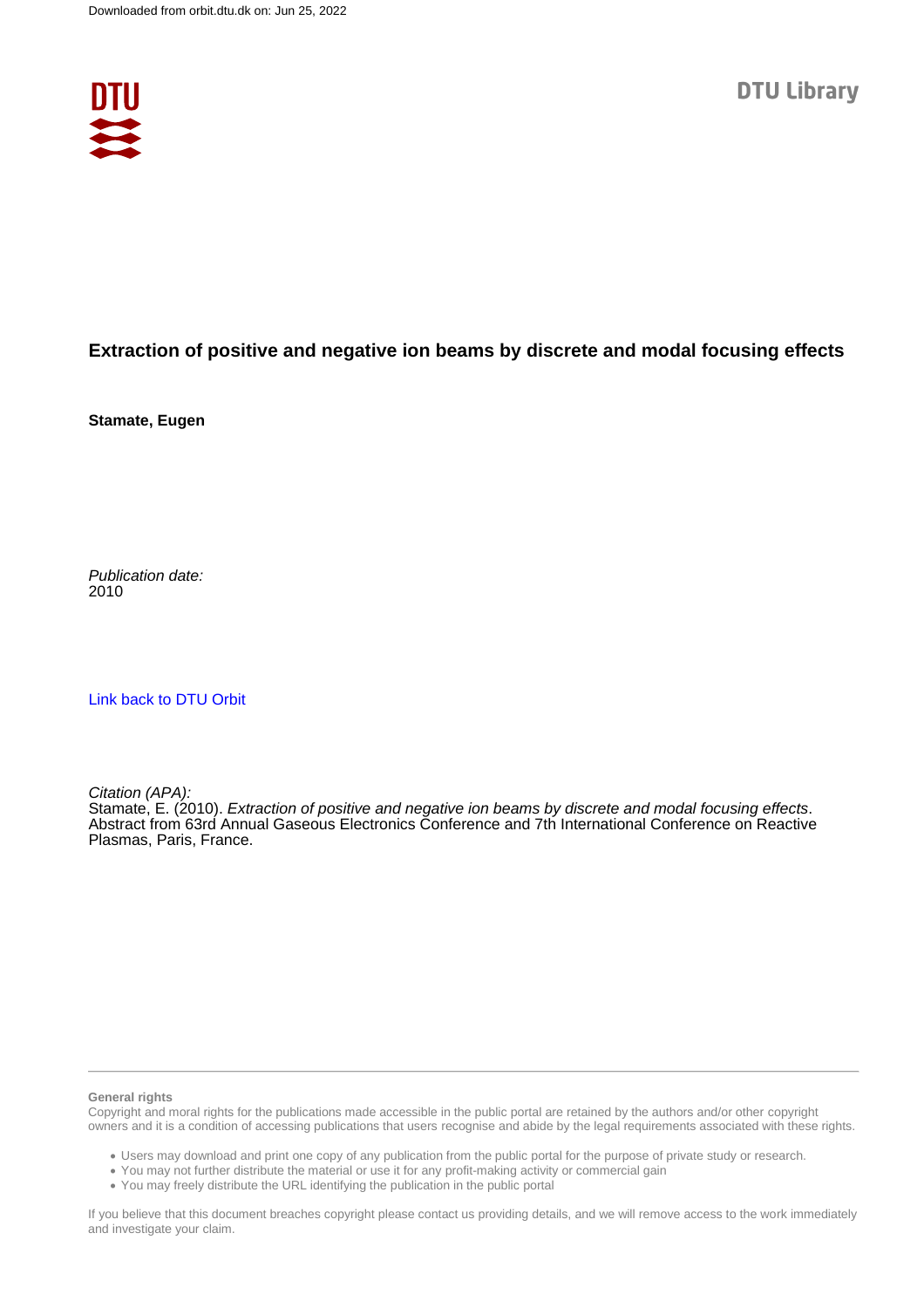Downloaded from orbit.dtu.dk on: Jun 25, 2022

DTU Library

# Extraction of positive and negative ion beams by discrete and modal focusing effects

**Stamate, Eugen**

*Publication date:*
2010

[Link back to DTU Orbit](#)

*Citation (APA):*
Stamate, E. (2010). *Extraction of positive and negative ion beams by discrete and modal focusing effects*. Abstract from 63rd Annual Gaseous Electronics Conference and 7th International Conference on Reactive Plasmas, Paris, France.

**General rights**
Copyright and moral rights for the publications made accessible in the public portal are retained by the authors and/or other copyright owners and it is a condition of accessing publications that users recognise and abide by the legal requirements associated with these rights.

- Users may download and print one copy of any publication from the public portal for the purpose of private study or research.
- You may not further distribute the material or use it for any profit-making activity or commercial gain
- You may freely distribute the URL identifying the publication in the public portal

If you believe that this document breaches copyright please contact us providing details, and we will remove access to the work immediately and investigate your claim.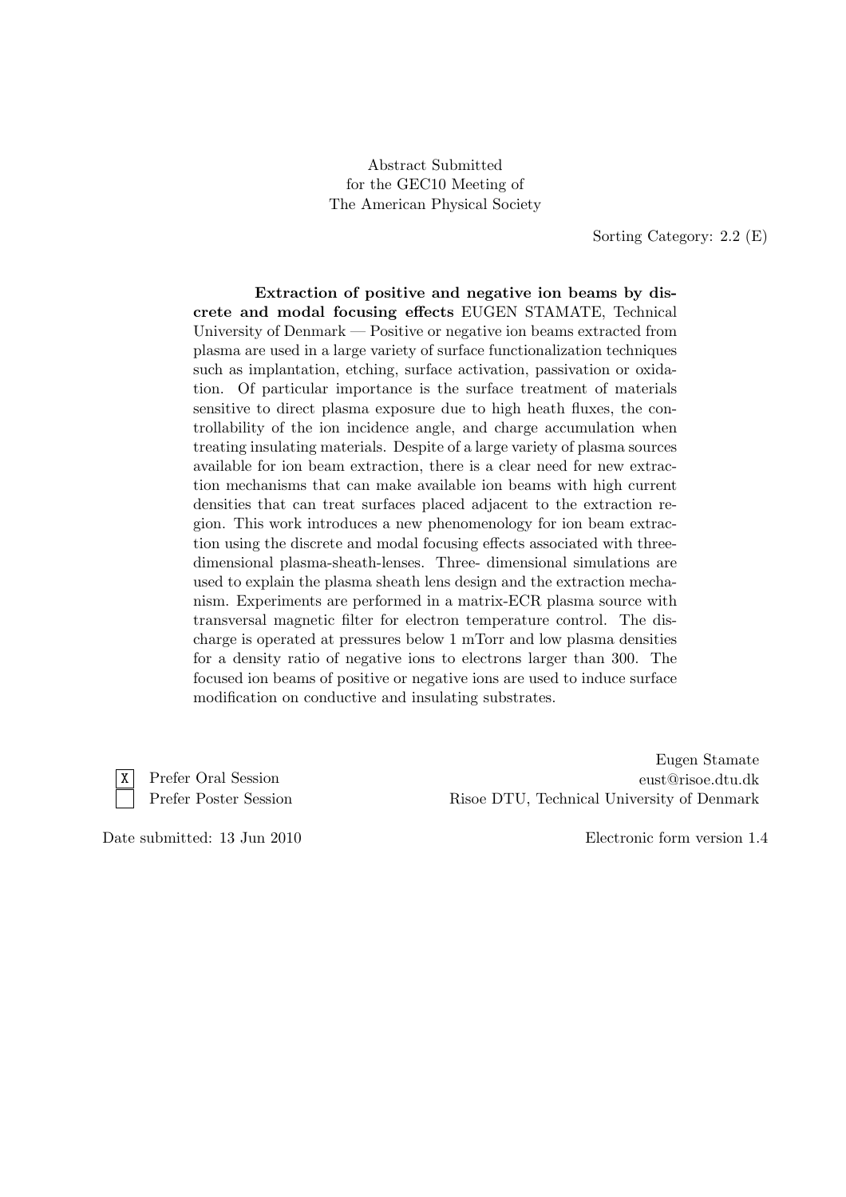Abstract Submitted
for the GEC10 Meeting of
The American Physical Society

Sorting Category: 2.2 (E)

**Extraction of positive and negative ion beams by discrete and modal focusing effects** EUGEN STAMATE, Technical University of Denmark — Positive or negative ion beams extracted from plasma are used in a large variety of surface functionalization techniques such as implantation, etching, surface activation, passivation or oxidation. Of particular importance is the surface treatment of materials sensitive to direct plasma exposure due to high heath fluxes, the controllability of the ion incidence angle, and charge accumulation when treating insulating materials. Despite of a large variety of plasma sources available for ion beam extraction, there is a clear need for new extraction mechanisms that can make available ion beams with high current densities that can treat surfaces placed adjacent to the extraction region. This work introduces a new phenomenology for ion beam extraction using the discrete and modal focusing effects associated with three-dimensional plasma-sheath-lenses. Three- dimensional simulations are used to explain the plasma sheath lens design and the extraction mechanism. Experiments are performed in a matrix-ECR plasma source with transversal magnetic filter for electron temperature control. The discharge is operated at pressures below 1 mTorr and low plasma densities for a density ratio of negative ions to electrons larger than 300. The focused ion beams of positive or negative ions are used to induce surface modification on conductive and insulating substrates.

- [X] Prefer Oral Session
- [ ] Prefer Poster Session

Eugen Stamate
eust@risoe.dtu.dk
Risoe DTU, Technical University of Denmark

Date submitted: 13 Jun 2010

Electronic form version 1.4